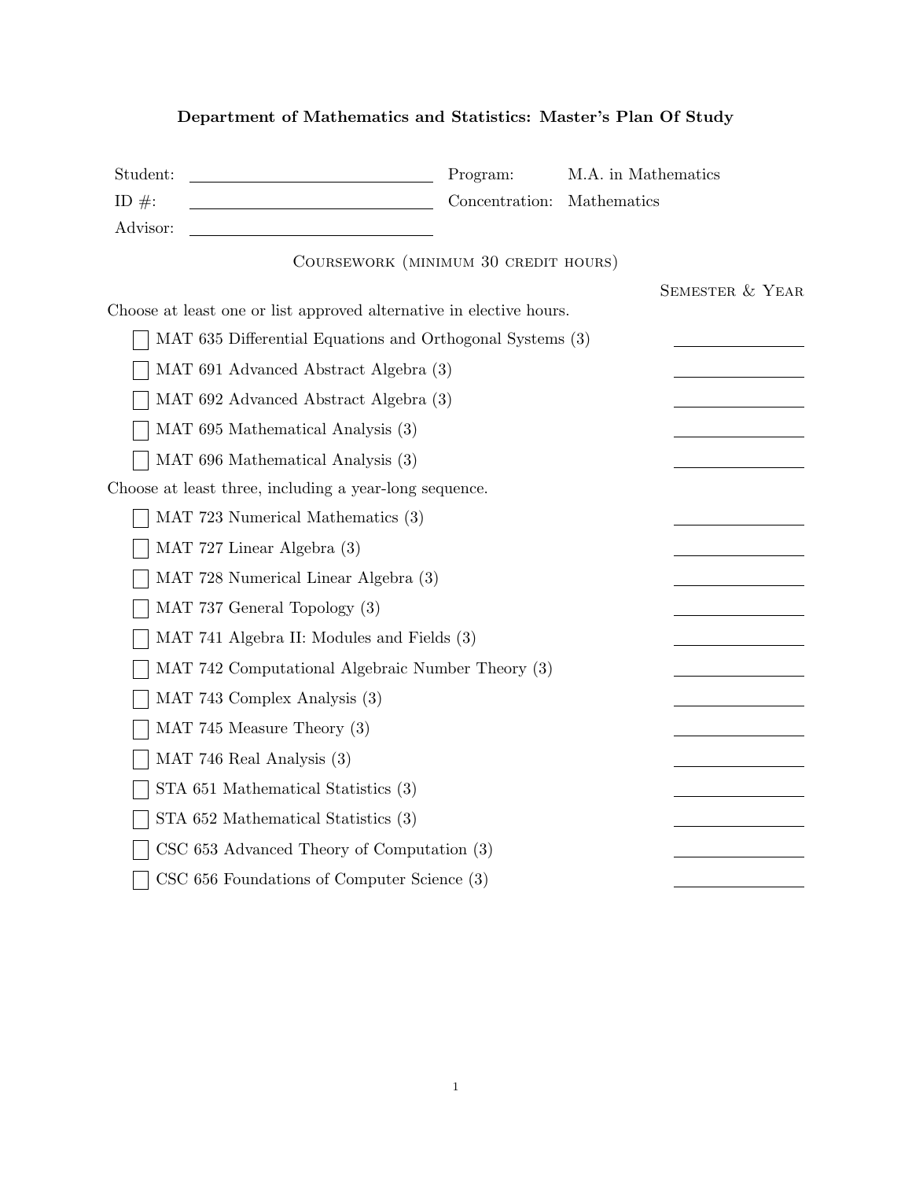# Department of Mathematics and Statistics: Master's Plan Of Study

| | | | |
|---|---|---|---|
| Student: | ____________________ | Program: | M.A. in Mathematics |
| ID #: | ____________________ | Concentration: | Mathematics |
| Advisor: | ____________________ | | |

## Coursework (minimum 30 credit hours)

| | Semester & Year |
|---|---|
| **Choose at least one or list approved alternative in elective hours.** | |
| ☐ MAT 635 Differential Equations and Orthogonal Systems (3) | ________ |
| ☐ MAT 691 Advanced Abstract Algebra (3) | ________ |
| ☐ MAT 692 Advanced Abstract Algebra (3) | ________ |
| ☐ MAT 695 Mathematical Analysis (3) | ________ |
| ☐ MAT 696 Mathematical Analysis (3) | ________ |
| **Choose at least three, including a year-long sequence.** | |
| ☐ MAT 723 Numerical Mathematics (3) | ________ |
| ☐ MAT 727 Linear Algebra (3) | ________ |
| ☐ MAT 728 Numerical Linear Algebra (3) | ________ |
| ☐ MAT 737 General Topology (3) | ________ |
| ☐ MAT 741 Algebra II: Modules and Fields (3) | ________ |
| ☐ MAT 742 Computational Algebraic Number Theory (3) | ________ |
| ☐ MAT 743 Complex Analysis (3) | ________ |
| ☐ MAT 745 Measure Theory (3) | ________ |
| ☐ MAT 746 Real Analysis (3) | ________ |
| ☐ STA 651 Mathematical Statistics (3) | ________ |
| ☐ STA 652 Mathematical Statistics (3) | ________ |
| ☐ CSC 653 Advanced Theory of Computation (3) | ________ |
| ☐ CSC 656 Foundations of Computer Science (3) | ________ |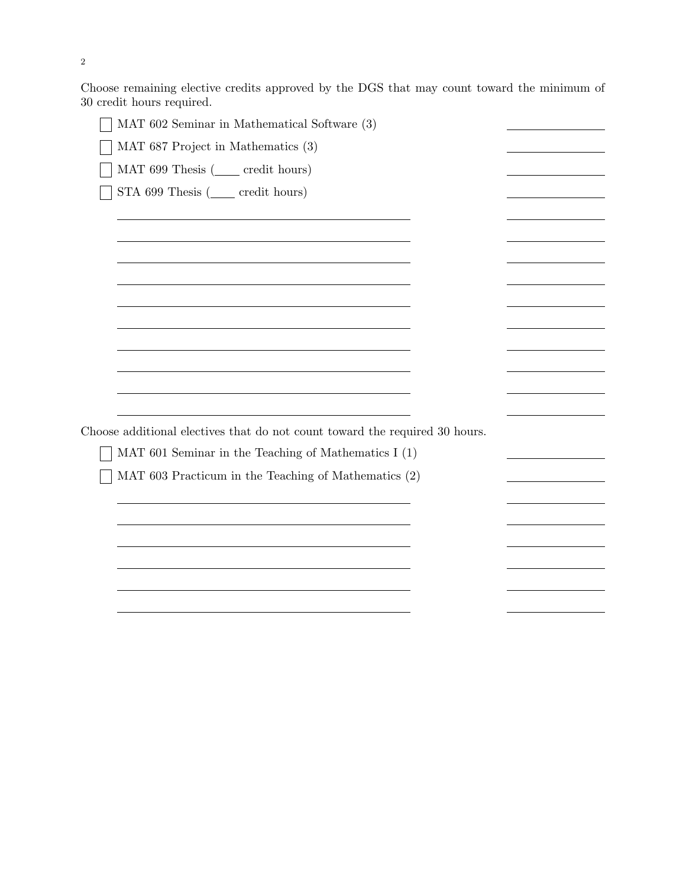Choose remaining elective credits approved by the DGS that may count toward the minimum of 30 credit hours required.

- [ ] MAT 602 Seminar in Mathematical Software (3) \_\_\_\_\_\_\_\_\_\_
- [ ] MAT 687 Project in Mathematics (3) \_\_\_\_\_\_\_\_\_\_
- [ ] MAT 699 Thesis (\_\_\_\_ credit hours) \_\_\_\_\_\_\_\_\_\_
- [ ] STA 699 Thesis (\_\_\_\_ credit hours) \_\_\_\_\_\_\_\_\_\_

\_\_\_\_\_\_\_\_\_\_\_\_\_\_\_\_\_\_\_\_\_\_\_\_\_\_\_\_\_\_ \_\_\_\_\_\_\_\_\_\_

\_\_\_\_\_\_\_\_\_\_\_\_\_\_\_\_\_\_\_\_\_\_\_\_\_\_\_\_\_\_ \_\_\_\_\_\_\_\_\_\_

\_\_\_\_\_\_\_\_\_\_\_\_\_\_\_\_\_\_\_\_\_\_\_\_\_\_\_\_\_\_ \_\_\_\_\_\_\_\_\_\_

\_\_\_\_\_\_\_\_\_\_\_\_\_\_\_\_\_\_\_\_\_\_\_\_\_\_\_\_\_\_ \_\_\_\_\_\_\_\_\_\_

\_\_\_\_\_\_\_\_\_\_\_\_\_\_\_\_\_\_\_\_\_\_\_\_\_\_\_\_\_\_ \_\_\_\_\_\_\_\_\_\_

\_\_\_\_\_\_\_\_\_\_\_\_\_\_\_\_\_\_\_\_\_\_\_\_\_\_\_\_\_\_ \_\_\_\_\_\_\_\_\_\_

\_\_\_\_\_\_\_\_\_\_\_\_\_\_\_\_\_\_\_\_\_\_\_\_\_\_\_\_\_\_ \_\_\_\_\_\_\_\_\_\_

\_\_\_\_\_\_\_\_\_\_\_\_\_\_\_\_\_\_\_\_\_\_\_\_\_\_\_\_\_\_ \_\_\_\_\_\_\_\_\_\_

\_\_\_\_\_\_\_\_\_\_\_\_\_\_\_\_\_\_\_\_\_\_\_\_\_\_\_\_\_\_ \_\_\_\_\_\_\_\_\_\_

\_\_\_\_\_\_\_\_\_\_\_\_\_\_\_\_\_\_\_\_\_\_\_\_\_\_\_\_\_\_ \_\_\_\_\_\_\_\_\_\_

Choose additional electives that do not count toward the required 30 hours.

- [ ] MAT 601 Seminar in the Teaching of Mathematics I (1) \_\_\_\_\_\_\_\_\_\_
- [ ] MAT 603 Practicum in the Teaching of Mathematics (2) \_\_\_\_\_\_\_\_\_\_

\_\_\_\_\_\_\_\_\_\_\_\_\_\_\_\_\_\_\_\_\_\_\_\_\_\_\_\_\_\_ \_\_\_\_\_\_\_\_\_\_

\_\_\_\_\_\_\_\_\_\_\_\_\_\_\_\_\_\_\_\_\_\_\_\_\_\_\_\_\_\_ \_\_\_\_\_\_\_\_\_\_

\_\_\_\_\_\_\_\_\_\_\_\_\_\_\_\_\_\_\_\_\_\_\_\_\_\_\_\_\_\_ \_\_\_\_\_\_\_\_\_\_

\_\_\_\_\_\_\_\_\_\_\_\_\_\_\_\_\_\_\_\_\_\_\_\_\_\_\_\_\_\_ \_\_\_\_\_\_\_\_\_\_

\_\_\_\_\_\_\_\_\_\_\_\_\_\_\_\_\_\_\_\_\_\_\_\_\_\_\_\_\_\_ \_\_\_\_\_\_\_\_\_\_

\_\_\_\_\_\_\_\_\_\_\_\_\_\_\_\_\_\_\_\_\_\_\_\_\_\_\_\_\_\_ \_\_\_\_\_\_\_\_\_\_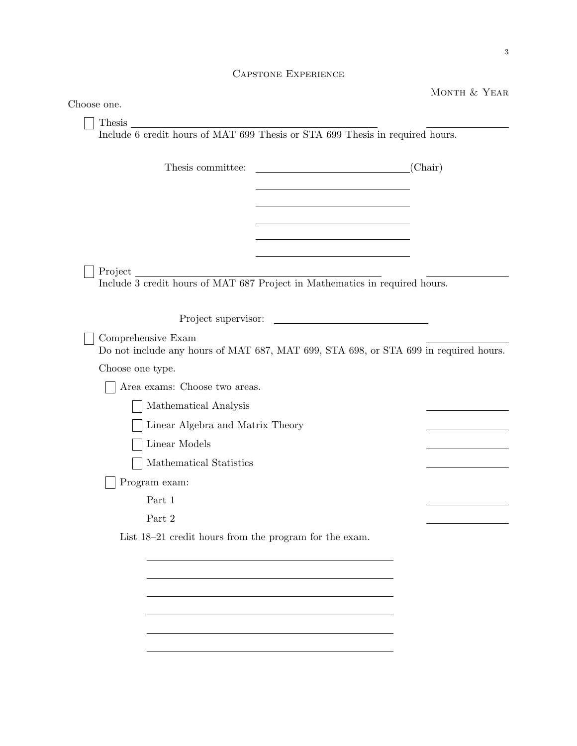## Capstone Experience

Month & Year

Choose one.

- [ ] Thesis ______________________________ ____________

  Include 6 credit hours of MAT 699 Thesis or STA 699 Thesis in required hours.

  Thesis committee: ______________________________ (Chair)

  ______________________________

  ______________________________

  ______________________________

  ______________________________

  ______________________________

- [ ] Project ______________________________ ____________

  Include 3 credit hours of MAT 687 Project in Mathematics in required hours.

  Project supervisor: ______________________________

- [ ] Comprehensive Exam ____________

  Do not include any hours of MAT 687, MAT 699, STA 698, or STA 699 in required hours.

  Choose one type.

  - [ ] Area exams: Choose two areas.
    - [ ] Mathematical Analysis ____________
    - [ ] Linear Algebra and Matrix Theory ____________
    - [ ] Linear Models ____________
    - [ ] Mathematical Statistics ____________
  - [ ] Program exam:
    - Part 1 ____________
    - Part 2 ____________

  List 18–21 credit hours from the program for the exam.

  ______________________________

  ______________________________

  ______________________________

  ______________________________

  ______________________________

  ______________________________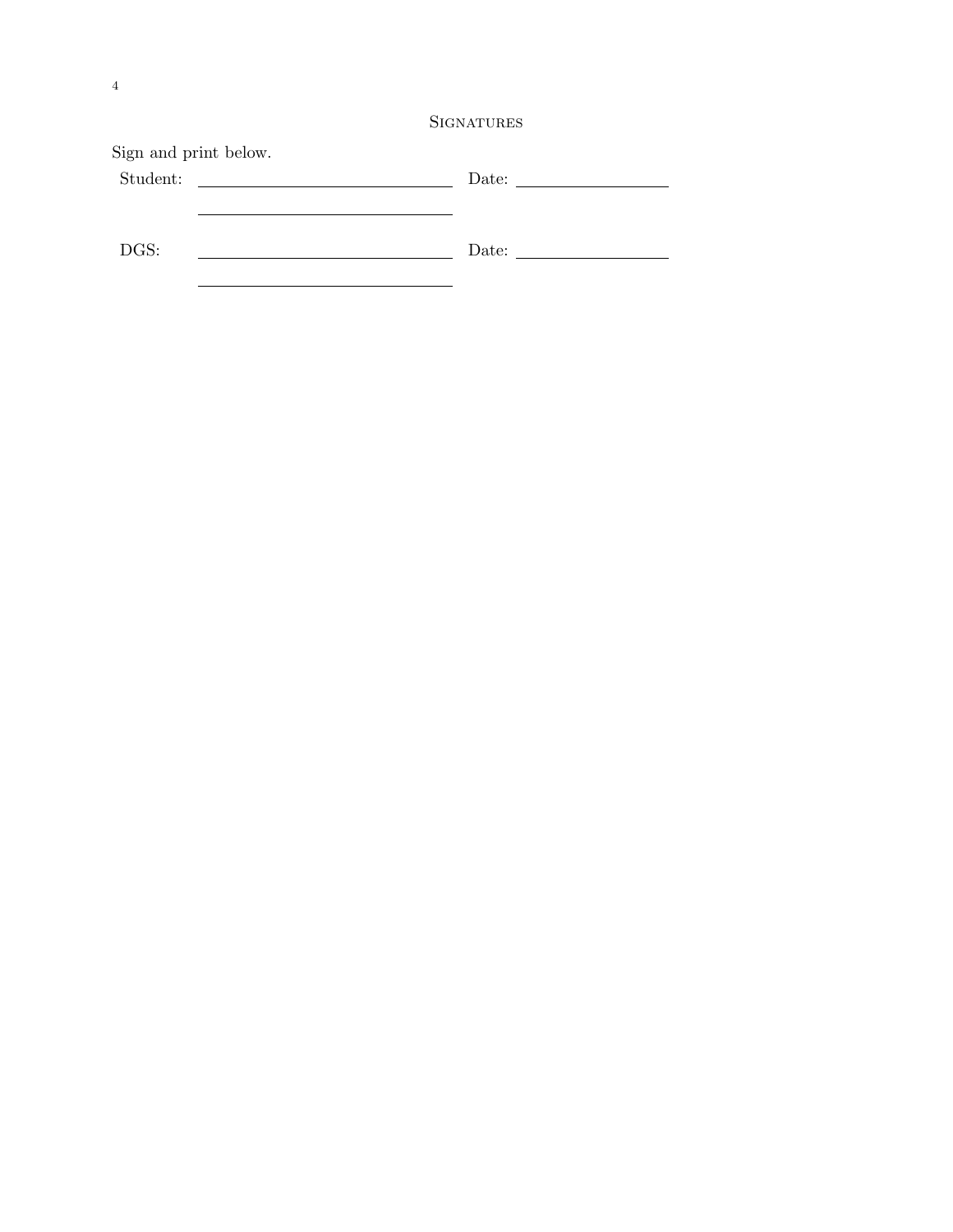## Signatures

Sign and print below.

Student: \_\_\_\_\_\_\_\_\_\_\_\_\_\_\_\_\_\_\_\_\_\_\_\_\_\_\_\_\_\_ Date: \_\_\_\_\_\_\_\_\_\_\_\_\_\_\_\_\_\_

\_\_\_\_\_\_\_\_\_\_\_\_\_\_\_\_\_\_\_\_\_\_\_\_\_\_\_\_\_\_

DGS: \_\_\_\_\_\_\_\_\_\_\_\_\_\_\_\_\_\_\_\_\_\_\_\_\_\_\_\_\_\_ Date: \_\_\_\_\_\_\_\_\_\_\_\_\_\_\_\_\_\_

\_\_\_\_\_\_\_\_\_\_\_\_\_\_\_\_\_\_\_\_\_\_\_\_\_\_\_\_\_\_